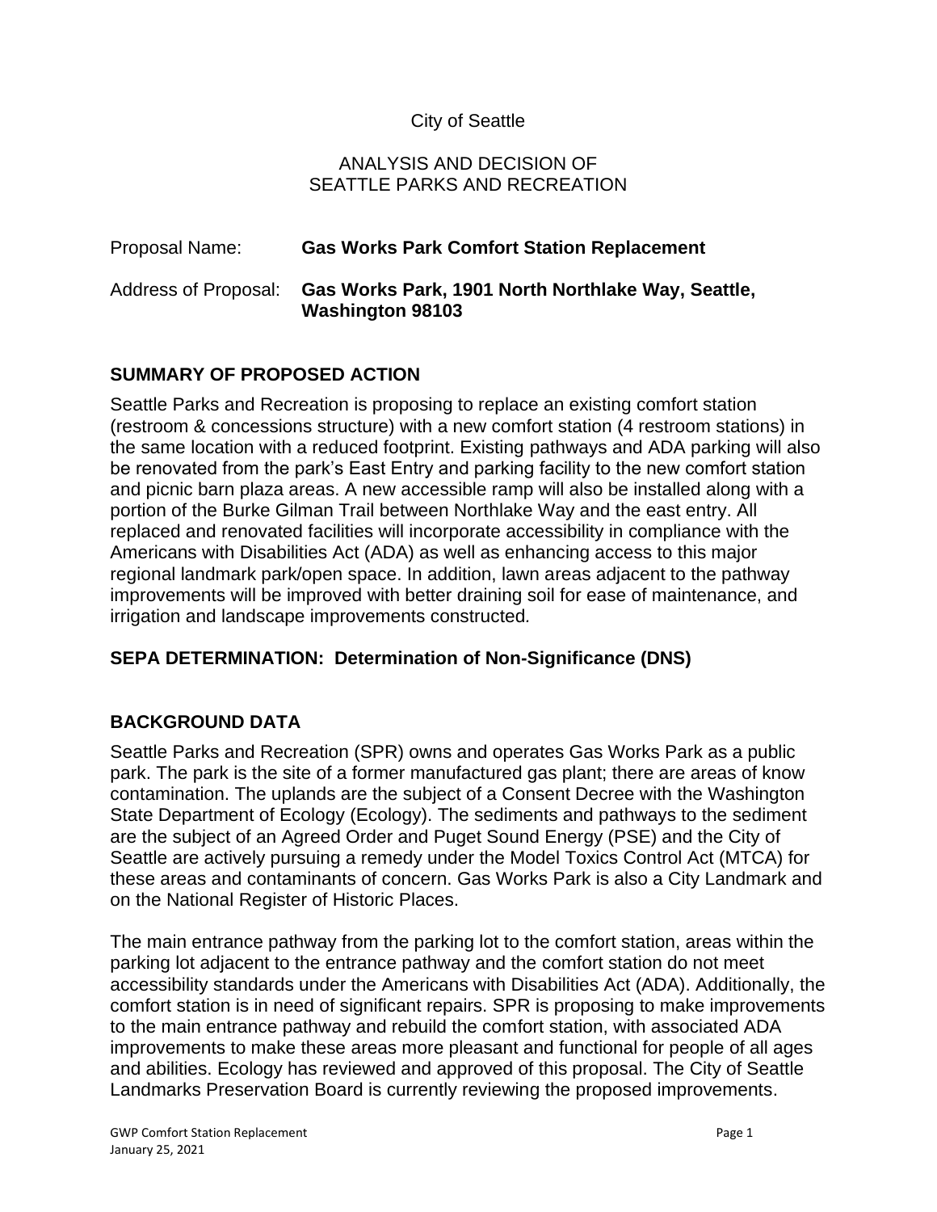City of Seattle

ANALYSIS AND DECISION OF
SEATTLE PARKS AND RECREATION

Proposal Name: **Gas Works Park Comfort Station Replacement**

Address of Proposal: **Gas Works Park, 1901 North Northlake Way, Seattle, Washington 98103**

## SUMMARY OF PROPOSED ACTION

Seattle Parks and Recreation is proposing to replace an existing comfort station (restroom & concessions structure) with a new comfort station (4 restroom stations) in the same location with a reduced footprint. Existing pathways and ADA parking will also be renovated from the park's East Entry and parking facility to the new comfort station and picnic barn plaza areas. A new accessible ramp will also be installed along with a portion of the Burke Gilman Trail between Northlake Way and the east entry. All replaced and renovated facilities will incorporate accessibility in compliance with the Americans with Disabilities Act (ADA) as well as enhancing access to this major regional landmark park/open space. In addition, lawn areas adjacent to the pathway improvements will be improved with better draining soil for ease of maintenance, and irrigation and landscape improvements constructed.

## SEPA DETERMINATION: Determination of Non-Significance (DNS)

## BACKGROUND DATA

Seattle Parks and Recreation (SPR) owns and operates Gas Works Park as a public park. The park is the site of a former manufactured gas plant; there are areas of know contamination. The uplands are the subject of a Consent Decree with the Washington State Department of Ecology (Ecology). The sediments and pathways to the sediment are the subject of an Agreed Order and Puget Sound Energy (PSE) and the City of Seattle are actively pursuing a remedy under the Model Toxics Control Act (MTCA) for these areas and contaminants of concern. Gas Works Park is also a City Landmark and on the National Register of Historic Places.

The main entrance pathway from the parking lot to the comfort station, areas within the parking lot adjacent to the entrance pathway and the comfort station do not meet accessibility standards under the Americans with Disabilities Act (ADA). Additionally, the comfort station is in need of significant repairs. SPR is proposing to make improvements to the main entrance pathway and rebuild the comfort station, with associated ADA improvements to make these areas more pleasant and functional for people of all ages and abilities. Ecology has reviewed and approved of this proposal. The City of Seattle Landmarks Preservation Board is currently reviewing the proposed improvements.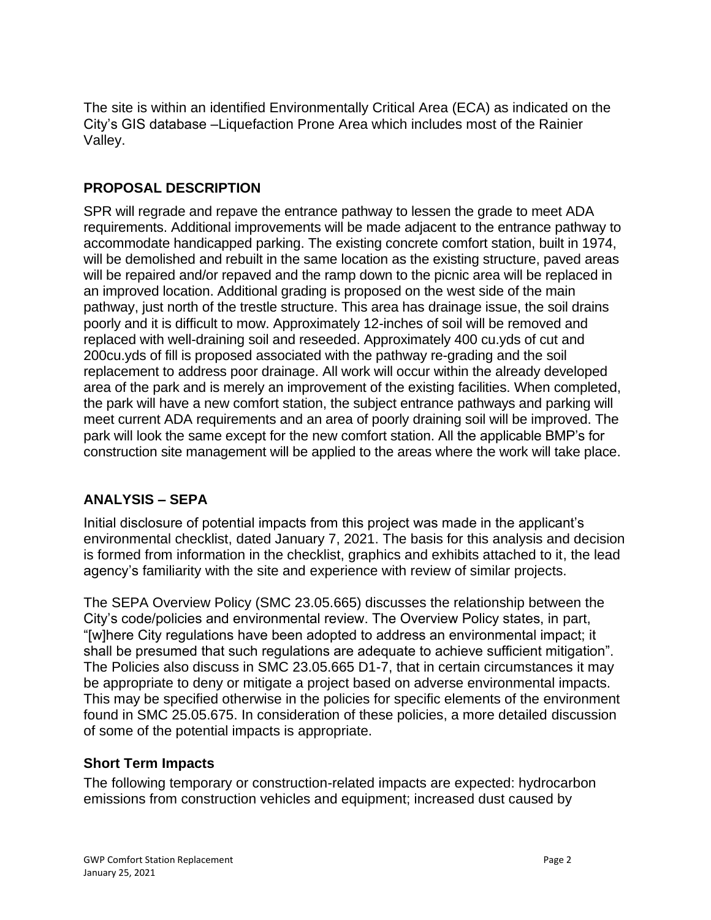The site is within an identified Environmentally Critical Area (ECA) as indicated on the City's GIS database –Liquefaction Prone Area which includes most of the Rainier Valley.

## PROPOSAL DESCRIPTION

SPR will regrade and repave the entrance pathway to lessen the grade to meet ADA requirements. Additional improvements will be made adjacent to the entrance pathway to accommodate handicapped parking. The existing concrete comfort station, built in 1974, will be demolished and rebuilt in the same location as the existing structure, paved areas will be repaired and/or repaved and the ramp down to the picnic area will be replaced in an improved location. Additional grading is proposed on the west side of the main pathway, just north of the trestle structure. This area has drainage issue, the soil drains poorly and it is difficult to mow. Approximately 12-inches of soil will be removed and replaced with well-draining soil and reseeded. Approximately 400 cu.yds of cut and 200cu.yds of fill is proposed associated with the pathway re-grading and the soil replacement to address poor drainage. All work will occur within the already developed area of the park and is merely an improvement of the existing facilities. When completed, the park will have a new comfort station, the subject entrance pathways and parking will meet current ADA requirements and an area of poorly draining soil will be improved. The park will look the same except for the new comfort station. All the applicable BMP's for construction site management will be applied to the areas where the work will take place.

## ANALYSIS – SEPA

Initial disclosure of potential impacts from this project was made in the applicant's environmental checklist, dated January 7, 2021. The basis for this analysis and decision is formed from information in the checklist, graphics and exhibits attached to it, the lead agency's familiarity with the site and experience with review of similar projects.

The SEPA Overview Policy (SMC 23.05.665) discusses the relationship between the City's code/policies and environmental review. The Overview Policy states, in part, "[w]here City regulations have been adopted to address an environmental impact; it shall be presumed that such regulations are adequate to achieve sufficient mitigation". The Policies also discuss in SMC 23.05.665 D1-7, that in certain circumstances it may be appropriate to deny or mitigate a project based on adverse environmental impacts. This may be specified otherwise in the policies for specific elements of the environment found in SMC 25.05.675. In consideration of these policies, a more detailed discussion of some of the potential impacts is appropriate.

### Short Term Impacts

The following temporary or construction-related impacts are expected: hydrocarbon emissions from construction vehicles and equipment; increased dust caused by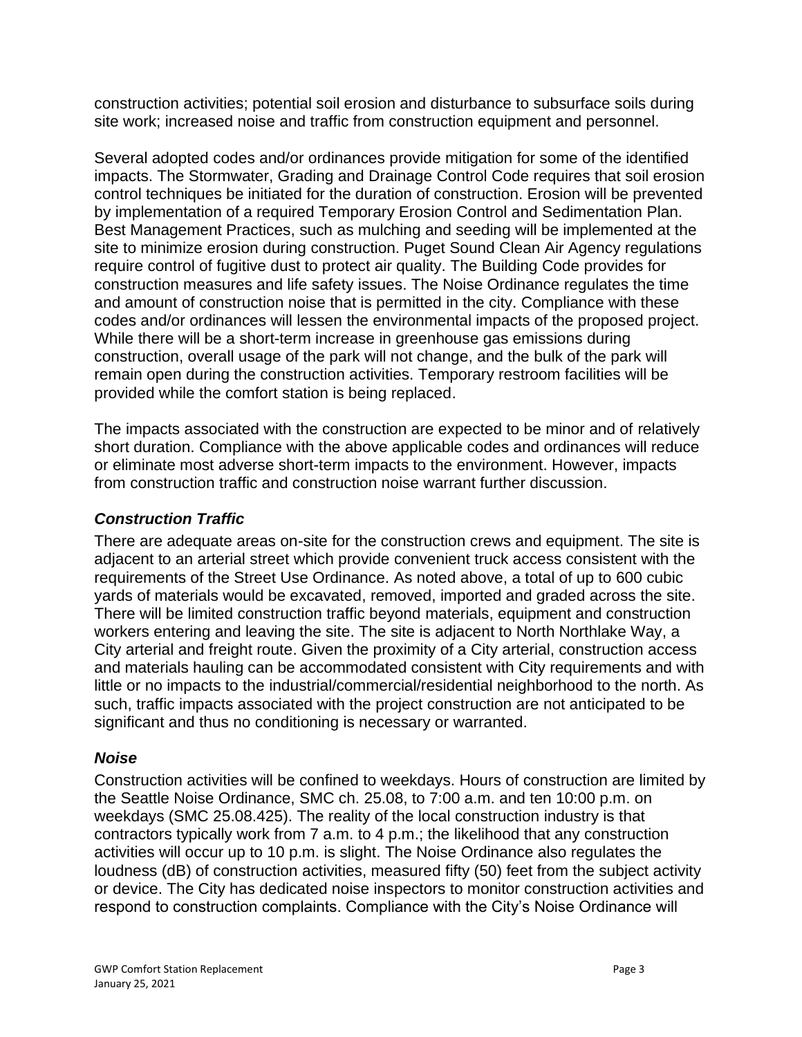construction activities; potential soil erosion and disturbance to subsurface soils during site work; increased noise and traffic from construction equipment and personnel.

Several adopted codes and/or ordinances provide mitigation for some of the identified impacts. The Stormwater, Grading and Drainage Control Code requires that soil erosion control techniques be initiated for the duration of construction. Erosion will be prevented by implementation of a required Temporary Erosion Control and Sedimentation Plan. Best Management Practices, such as mulching and seeding will be implemented at the site to minimize erosion during construction. Puget Sound Clean Air Agency regulations require control of fugitive dust to protect air quality. The Building Code provides for construction measures and life safety issues. The Noise Ordinance regulates the time and amount of construction noise that is permitted in the city. Compliance with these codes and/or ordinances will lessen the environmental impacts of the proposed project. While there will be a short-term increase in greenhouse gas emissions during construction, overall usage of the park will not change, and the bulk of the park will remain open during the construction activities. Temporary restroom facilities will be provided while the comfort station is being replaced.

The impacts associated with the construction are expected to be minor and of relatively short duration. Compliance with the above applicable codes and ordinances will reduce or eliminate most adverse short-term impacts to the environment. However, impacts from construction traffic and construction noise warrant further discussion.

### *Construction Traffic*

There are adequate areas on-site for the construction crews and equipment. The site is adjacent to an arterial street which provide convenient truck access consistent with the requirements of the Street Use Ordinance. As noted above, a total of up to 600 cubic yards of materials would be excavated, removed, imported and graded across the site. There will be limited construction traffic beyond materials, equipment and construction workers entering and leaving the site. The site is adjacent to North Northlake Way, a City arterial and freight route. Given the proximity of a City arterial, construction access and materials hauling can be accommodated consistent with City requirements and with little or no impacts to the industrial/commercial/residential neighborhood to the north. As such, traffic impacts associated with the project construction are not anticipated to be significant and thus no conditioning is necessary or warranted.

### *Noise*

Construction activities will be confined to weekdays. Hours of construction are limited by the Seattle Noise Ordinance, SMC ch. 25.08, to 7:00 a.m. and ten 10:00 p.m. on weekdays (SMC 25.08.425). The reality of the local construction industry is that contractors typically work from 7 a.m. to 4 p.m.; the likelihood that any construction activities will occur up to 10 p.m. is slight. The Noise Ordinance also regulates the loudness (dB) of construction activities, measured fifty (50) feet from the subject activity or device. The City has dedicated noise inspectors to monitor construction activities and respond to construction complaints. Compliance with the City's Noise Ordinance will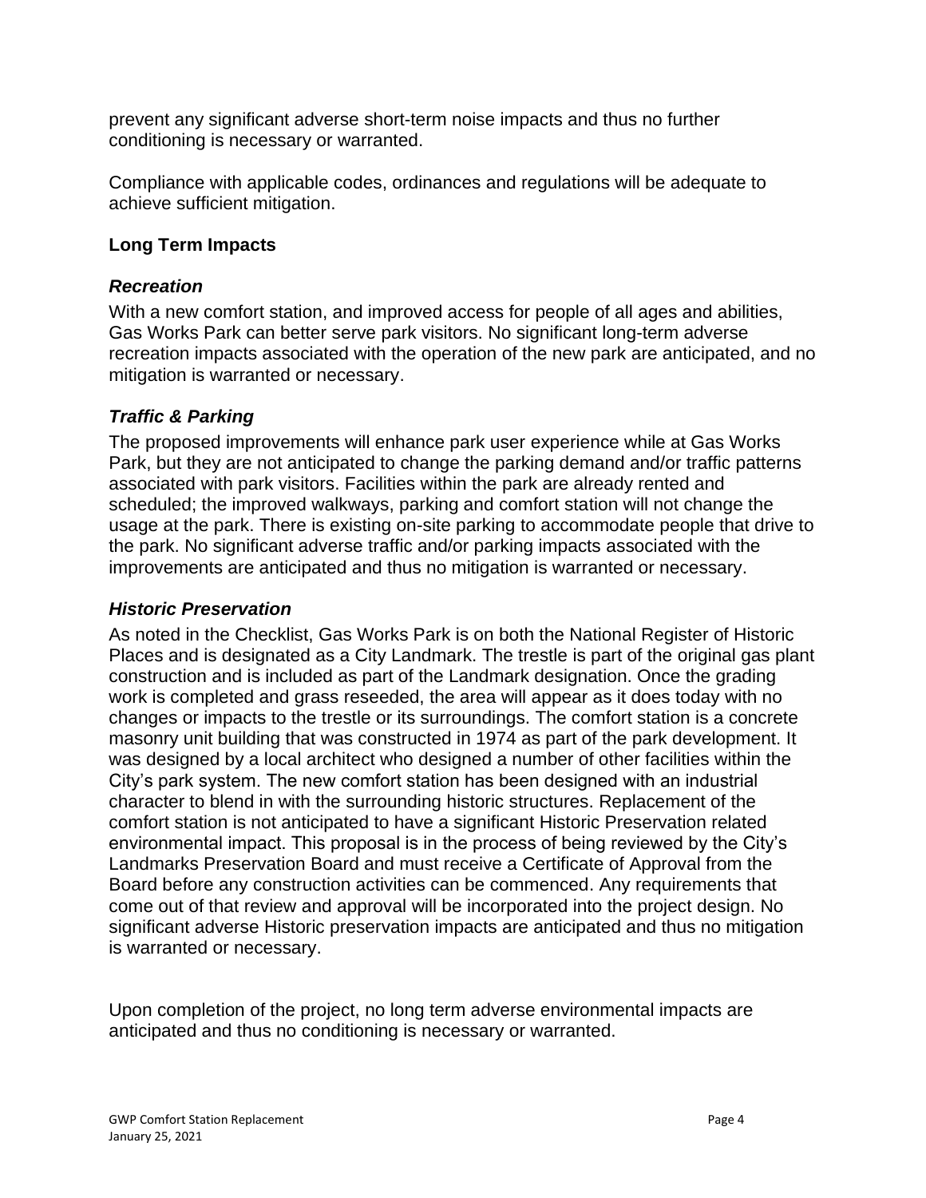prevent any significant adverse short-term noise impacts and thus no further conditioning is necessary or warranted.

Compliance with applicable codes, ordinances and regulations will be adequate to achieve sufficient mitigation.

**Long Term Impacts**

***Recreation***

With a new comfort station, and improved access for people of all ages and abilities, Gas Works Park can better serve park visitors. No significant long-term adverse recreation impacts associated with the operation of the new park are anticipated, and no mitigation is warranted or necessary.

***Traffic & Parking***

The proposed improvements will enhance park user experience while at Gas Works Park, but they are not anticipated to change the parking demand and/or traffic patterns associated with park visitors. Facilities within the park are already rented and scheduled; the improved walkways, parking and comfort station will not change the usage at the park. There is existing on-site parking to accommodate people that drive to the park. No significant adverse traffic and/or parking impacts associated with the improvements are anticipated and thus no mitigation is warranted or necessary.

***Historic Preservation***

As noted in the Checklist, Gas Works Park is on both the National Register of Historic Places and is designated as a City Landmark. The trestle is part of the original gas plant construction and is included as part of the Landmark designation. Once the grading work is completed and grass reseeded, the area will appear as it does today with no changes or impacts to the trestle or its surroundings. The comfort station is a concrete masonry unit building that was constructed in 1974 as part of the park development. It was designed by a local architect who designed a number of other facilities within the City's park system. The new comfort station has been designed with an industrial character to blend in with the surrounding historic structures. Replacement of the comfort station is not anticipated to have a significant Historic Preservation related environmental impact. This proposal is in the process of being reviewed by the City's Landmarks Preservation Board and must receive a Certificate of Approval from the Board before any construction activities can be commenced. Any requirements that come out of that review and approval will be incorporated into the project design. No significant adverse Historic preservation impacts are anticipated and thus no mitigation is warranted or necessary.

Upon completion of the project, no long term adverse environmental impacts are anticipated and thus no conditioning is necessary or warranted.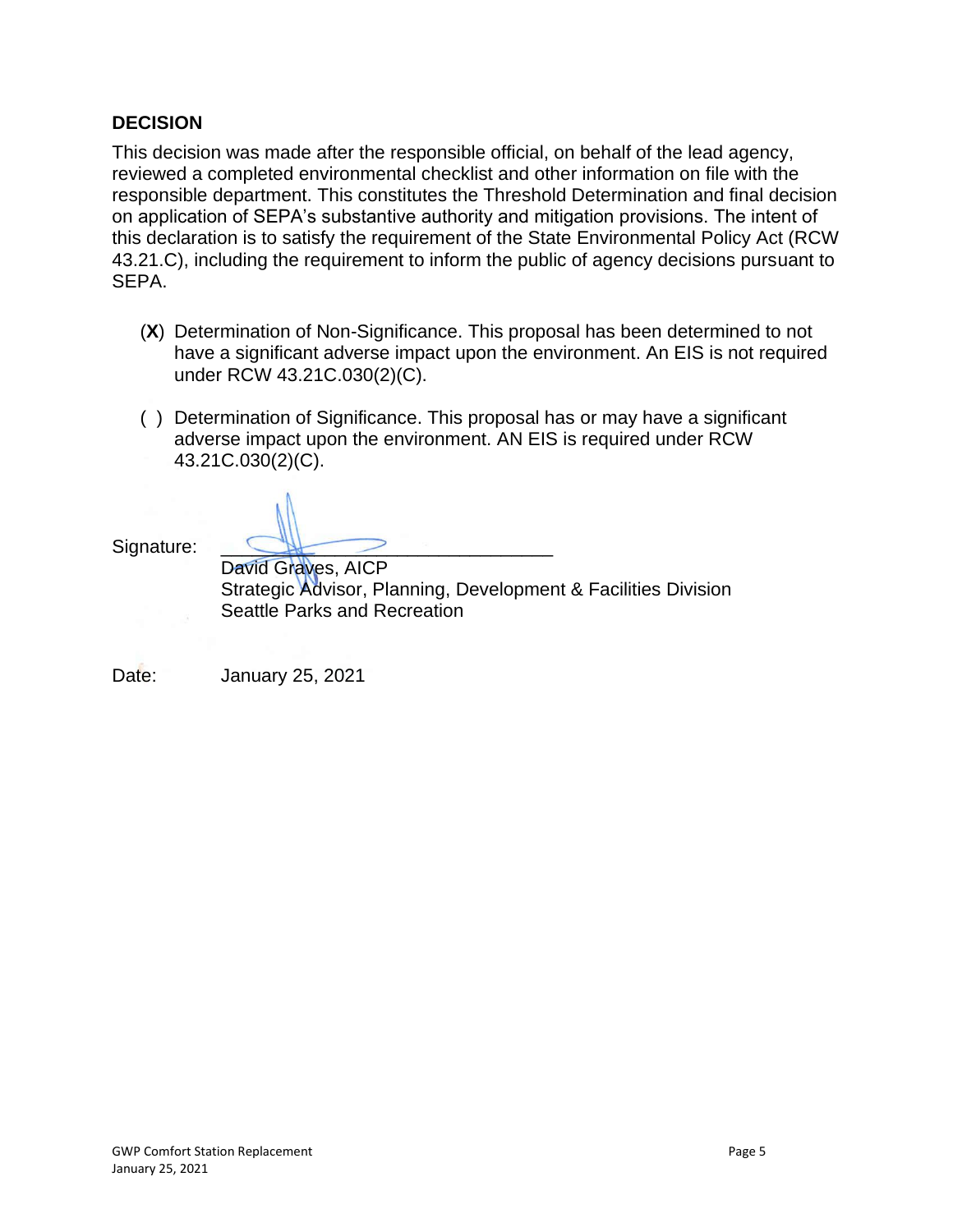## DECISION

This decision was made after the responsible official, on behalf of the lead agency, reviewed a completed environmental checklist and other information on file with the responsible department. This constitutes the Threshold Determination and final decision on application of SEPA's substantive authority and mitigation provisions. The intent of this declaration is to satisfy the requirement of the State Environmental Policy Act (RCW 43.21.C), including the requirement to inform the public of agency decisions pursuant to SEPA.

(**X**) Determination of Non-Significance. This proposal has been determined to not have a significant adverse impact upon the environment. An EIS is not required under RCW 43.21C.030(2)(C).

( ) Determination of Significance. This proposal has or may have a significant adverse impact upon the environment. AN EIS is required under RCW 43.21C.030(2)(C).

Signature: ________________________________

David Graves, AICP
Strategic Advisor, Planning, Development & Facilities Division
Seattle Parks and Recreation

Date: January 25, 2021